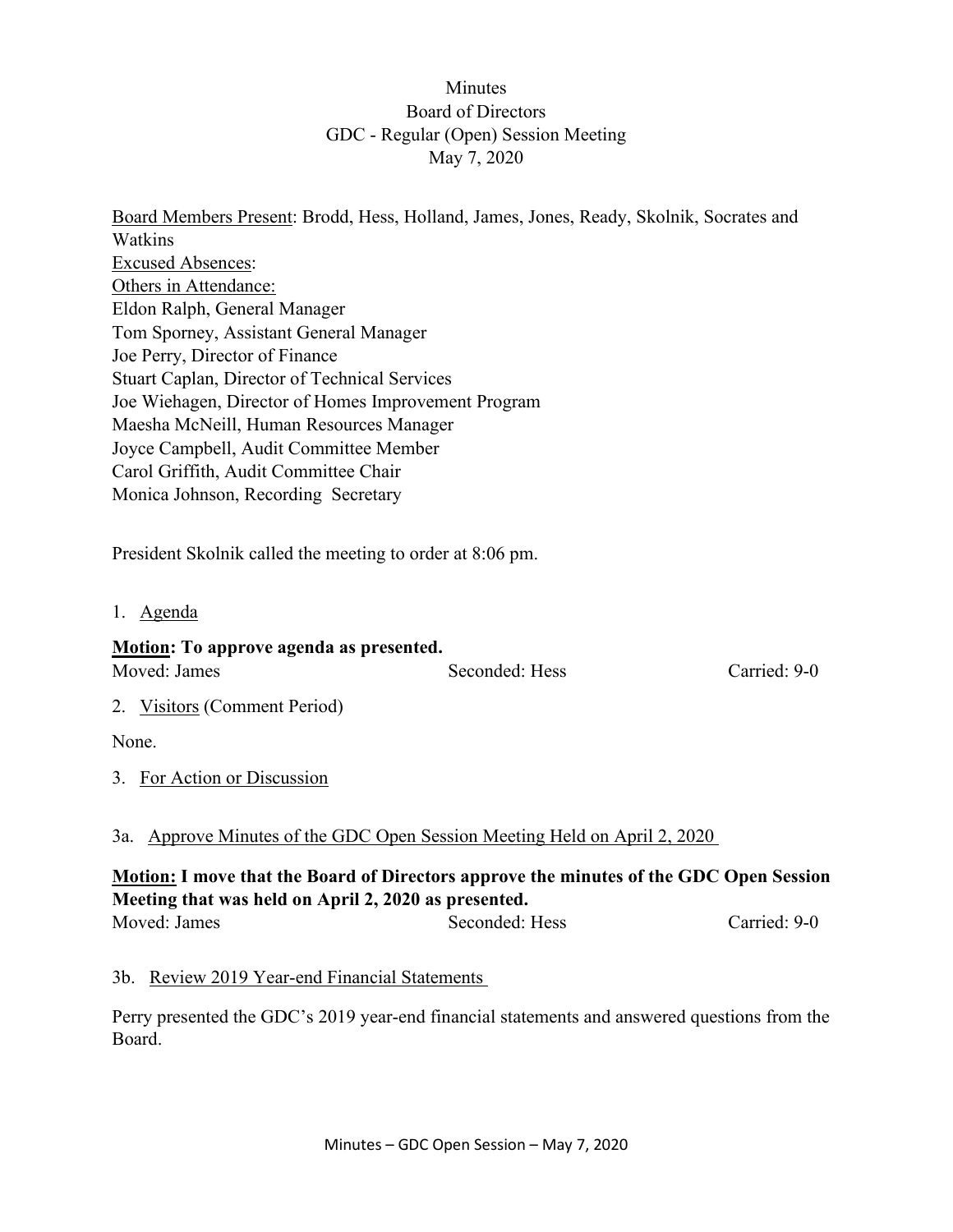# Minutes
## Board of Directors
## GDC - Regular (Open) Session Meeting
## May 7, 2020

Board Members Present: Brodd, Hess, Holland, James, Jones, Ready, Skolnik, Socrates and Watkins
Excused Absences:
Others in Attendance:
Eldon Ralph, General Manager
Tom Sporney, Assistant General Manager
Joe Perry, Director of Finance
Stuart Caplan, Director of Technical Services
Joe Wiehagen, Director of Homes Improvement Program
Maesha McNeill, Human Resources Manager
Joyce Campbell, Audit Committee Member
Carol Griffith, Audit Committee Chair
Monica Johnson, Recording Secretary

President Skolnik called the meeting to order at 8:06 pm.

1. Agenda

**Motion: To approve agenda as presented.**
Moved: James Seconded: Hess Carried: 9-0

2. Visitors (Comment Period)

None.

3. For Action or Discussion

3a. Approve Minutes of the GDC Open Session Meeting Held on April 2, 2020

**Motion: I move that the Board of Directors approve the minutes of the GDC Open Session Meeting that was held on April 2, 2020 as presented.**
Moved: James Seconded: Hess Carried: 9-0

3b. Review 2019 Year-end Financial Statements

Perry presented the GDC's 2019 year-end financial statements and answered questions from the Board.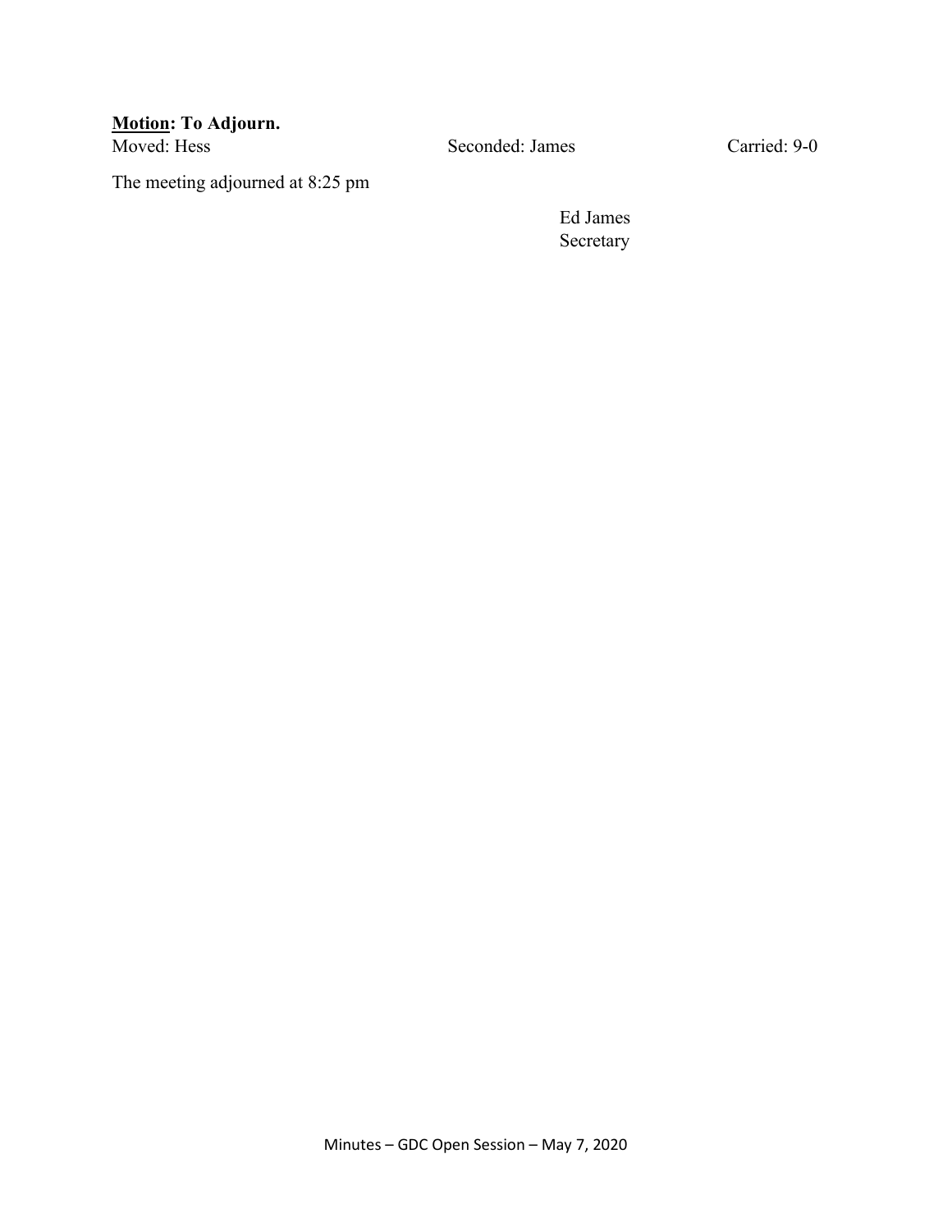**<u>Motion</u>: To Adjourn.**

Moved: Hess Seconded: James Carried: 9-0

The meeting adjourned at 8:25 pm

Ed James
Secretary